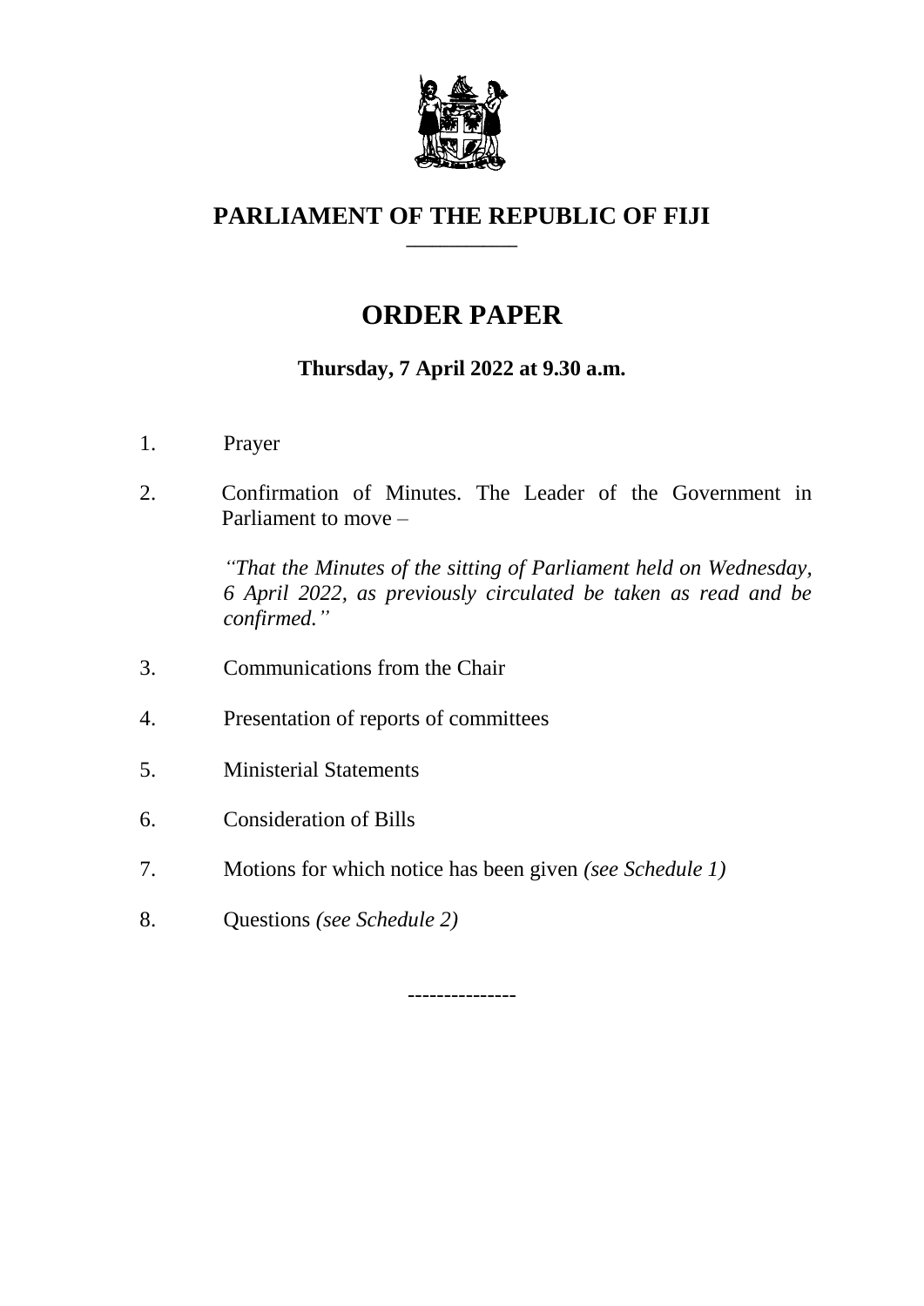# PARLIAMENT OF THE REPUBLIC OF FIJI

## ORDER PAPER

**Thursday, 7 April 2022 at 9.30 a.m.**

1. Prayer

2. Confirmation of Minutes. The Leader of the Government in Parliament to move –

   *''That the Minutes of the sitting of Parliament held on Wednesday, 6 April 2022, as previously circulated be taken as read and be confirmed.''*

3. Communications from the Chair

4. Presentation of reports of committees

5. Ministerial Statements

6. Consideration of Bills

7. Motions for which notice has been given *(see Schedule 1)*

8. Questions *(see Schedule 2)*

---------------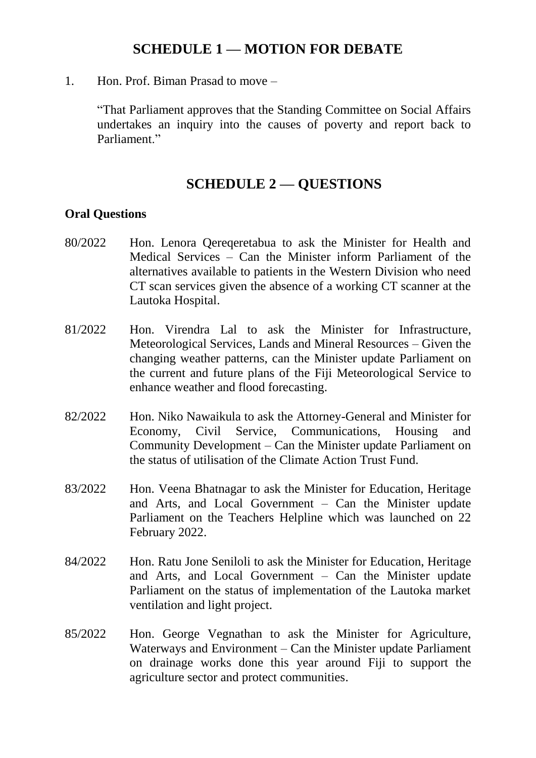## SCHEDULE 1 — MOTION FOR DEBATE

1. Hon. Prof. Biman Prasad to move –

   "That Parliament approves that the Standing Committee on Social Affairs undertakes an inquiry into the causes of poverty and report back to Parliament."

## SCHEDULE 2 — QUESTIONS

**Oral Questions**

80/2022 Hon. Lenora Qereqeretabua to ask the Minister for Health and Medical Services – Can the Minister inform Parliament of the alternatives available to patients in the Western Division who need CT scan services given the absence of a working CT scanner at the Lautoka Hospital.

81/2022 Hon. Virendra Lal to ask the Minister for Infrastructure, Meteorological Services, Lands and Mineral Resources – Given the changing weather patterns, can the Minister update Parliament on the current and future plans of the Fiji Meteorological Service to enhance weather and flood forecasting.

82/2022 Hon. Niko Nawaikula to ask the Attorney-General and Minister for Economy, Civil Service, Communications, Housing and Community Development – Can the Minister update Parliament on the status of utilisation of the Climate Action Trust Fund.

83/2022 Hon. Veena Bhatnagar to ask the Minister for Education, Heritage and Arts, and Local Government – Can the Minister update Parliament on the Teachers Helpline which was launched on 22 February 2022.

84/2022 Hon. Ratu Jone Seniloli to ask the Minister for Education, Heritage and Arts, and Local Government – Can the Minister update Parliament on the status of implementation of the Lautoka market ventilation and light project.

85/2022 Hon. George Vegnathan to ask the Minister for Agriculture, Waterways and Environment – Can the Minister update Parliament on drainage works done this year around Fiji to support the agriculture sector and protect communities.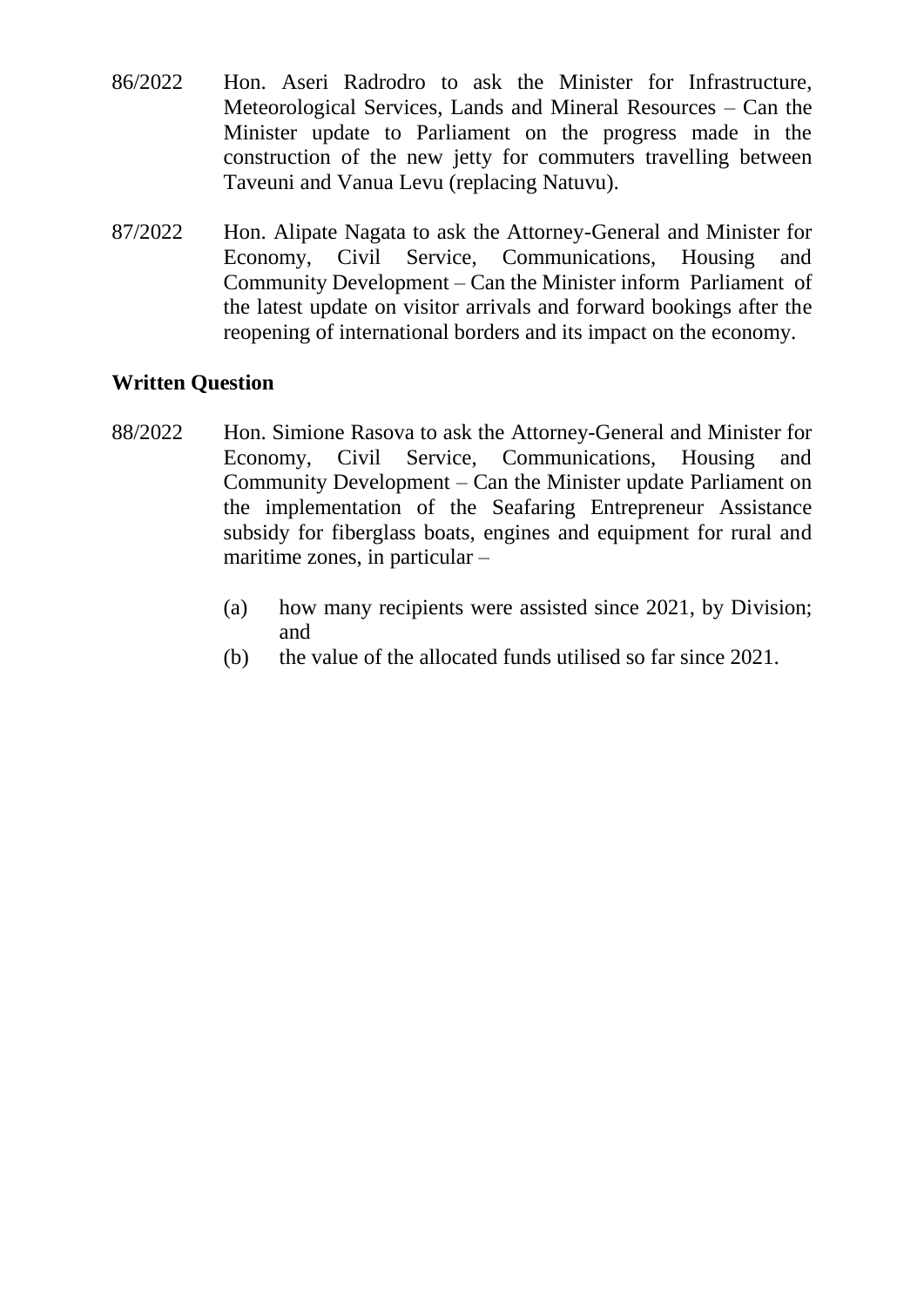86/2022 Hon. Aseri Radrodro to ask the Minister for Infrastructure, Meteorological Services, Lands and Mineral Resources – Can the Minister update to Parliament on the progress made in the construction of the new jetty for commuters travelling between Taveuni and Vanua Levu (replacing Natuvu).

87/2022 Hon. Alipate Nagata to ask the Attorney-General and Minister for Economy, Civil Service, Communications, Housing and Community Development – Can the Minister inform Parliament of the latest update on visitor arrivals and forward bookings after the reopening of international borders and its impact on the economy.

**Written Question**

88/2022 Hon. Simione Rasova to ask the Attorney-General and Minister for Economy, Civil Service, Communications, Housing and Community Development – Can the Minister update Parliament on the implementation of the Seafaring Entrepreneur Assistance subsidy for fiberglass boats, engines and equipment for rural and maritime zones, in particular –

(a) how many recipients were assisted since 2021, by Division; and

(b) the value of the allocated funds utilised so far since 2021.